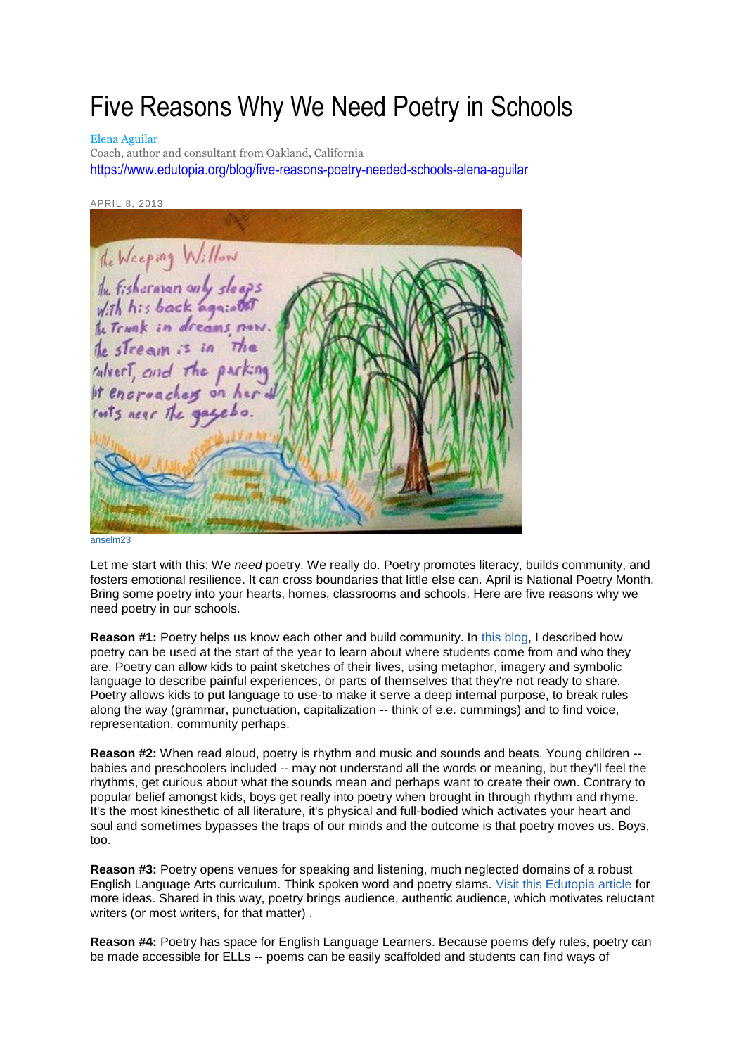# Five Reasons Why We Need Poetry in Schools

Elena Aguilar

Coach, author and consultant from Oakland, California

https://www.edutopia.org/blog/five-reasons-poetry-needed-schools-elena-aguilar

APRIL 8, 2013

anselm23

Let me start with this: We *need* poetry. We really do. Poetry promotes literacy, builds community, and fosters emotional resilience. It can cross boundaries that little else can. April is National Poetry Month. Bring some poetry into your hearts, homes, classrooms and schools. Here are five reasons why we need poetry in our schools.

**Reason #1:** Poetry helps us know each other and build community. In this blog, I described how poetry can be used at the start of the year to learn about where students come from and who they are. Poetry can allow kids to paint sketches of their lives, using metaphor, imagery and symbolic language to describe painful experiences, or parts of themselves that they're not ready to share. Poetry allows kids to put language to use-to make it serve a deep internal purpose, to break rules along the way (grammar, punctuation, capitalization -- think of e.e. cummings) and to find voice, representation, community perhaps.

**Reason #2:** When read aloud, poetry is rhythm and music and sounds and beats. Young children -- babies and preschoolers included -- may not understand all the words or meaning, but they'll feel the rhythms, get curious about what the sounds mean and perhaps want to create their own. Contrary to popular belief amongst kids, boys get really into poetry when brought in through rhythm and rhyme. It's the most kinesthetic of all literature, it's physical and full-bodied which activates your heart and soul and sometimes bypasses the traps of our minds and the outcome is that poetry moves us. Boys, too.

**Reason #3:** Poetry opens venues for speaking and listening, much neglected domains of a robust English Language Arts curriculum. Think spoken word and poetry slams. Visit this Edutopia article for more ideas. Shared in this way, poetry brings audience, authentic audience, which motivates reluctant writers (or most writers, for that matter) .

**Reason #4:** Poetry has space for English Language Learners. Because poems defy rules, poetry can be made accessible for ELLs -- poems can be easily scaffolded and students can find ways of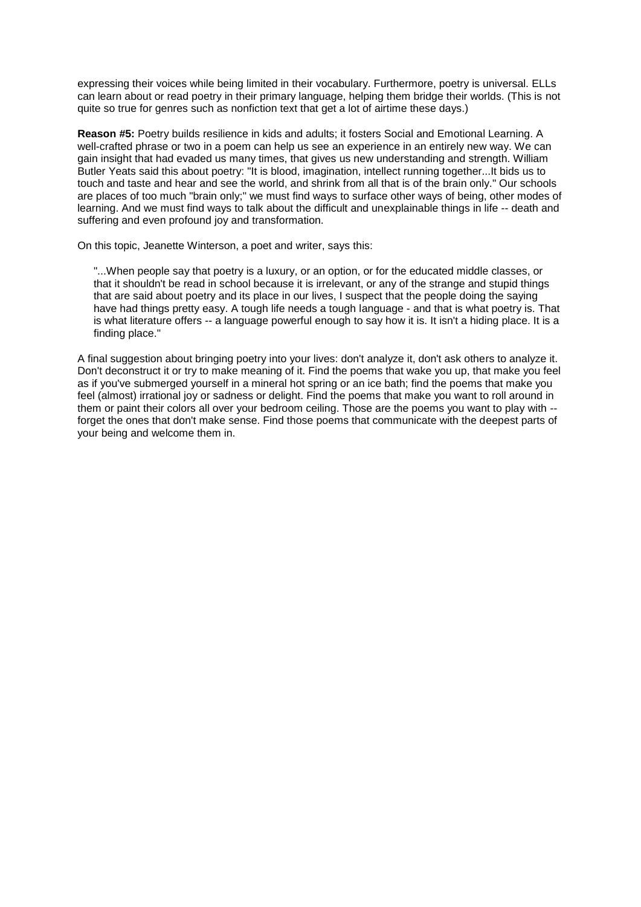expressing their voices while being limited in their vocabulary. Furthermore, poetry is universal. ELLs can learn about or read poetry in their primary language, helping them bridge their worlds. (This is not quite so true for genres such as nonfiction text that get a lot of airtime these days.)

**Reason #5:** Poetry builds resilience in kids and adults; it fosters Social and Emotional Learning. A well-crafted phrase or two in a poem can help us see an experience in an entirely new way. We can gain insight that had evaded us many times, that gives us new understanding and strength. William Butler Yeats said this about poetry: "It is blood, imagination, intellect running together...It bids us to touch and taste and hear and see the world, and shrink from all that is of the brain only." Our schools are places of too much "brain only;" we must find ways to surface other ways of being, other modes of learning. And we must find ways to talk about the difficult and unexplainable things in life -- death and suffering and even profound joy and transformation.

On this topic, Jeanette Winterson, a poet and writer, says this:

> "...When people say that poetry is a luxury, or an option, or for the educated middle classes, or that it shouldn't be read in school because it is irrelevant, or any of the strange and stupid things that are said about poetry and its place in our lives, I suspect that the people doing the saying have had things pretty easy. A tough life needs a tough language - and that is what poetry is. That is what literature offers -- a language powerful enough to say how it is. It isn't a hiding place. It is a finding place."

A final suggestion about bringing poetry into your lives: don't analyze it, don't ask others to analyze it. Don't deconstruct it or try to make meaning of it. Find the poems that wake you up, that make you feel as if you've submerged yourself in a mineral hot spring or an ice bath; find the poems that make you feel (almost) irrational joy or sadness or delight. Find the poems that make you want to roll around in them or paint their colors all over your bedroom ceiling. Those are the poems you want to play with -- forget the ones that don't make sense. Find those poems that communicate with the deepest parts of your being and welcome them in.